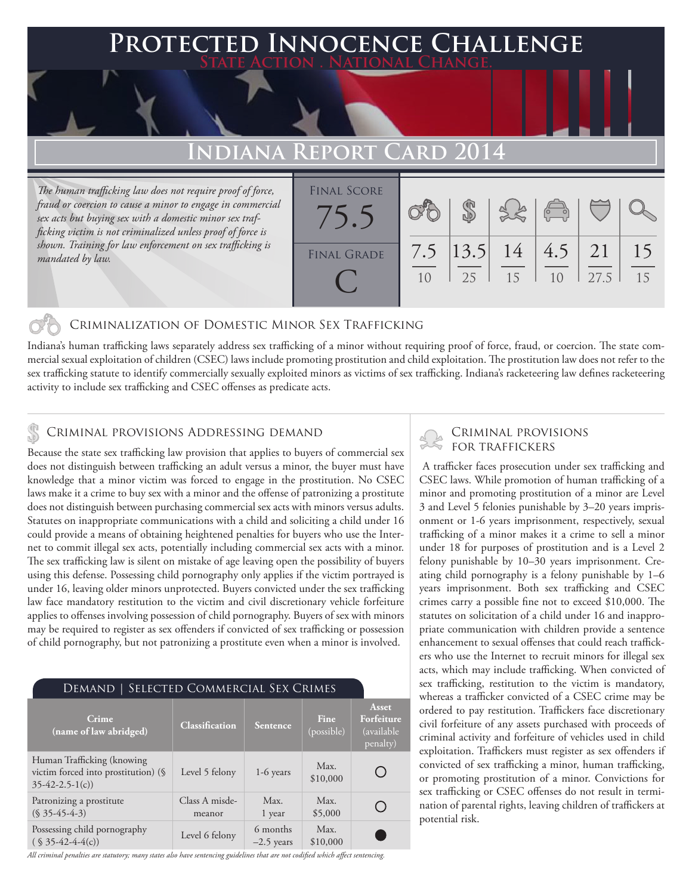# Protected Innocence Challenge

State Action . National Change.

## Indiana Report Card 2014

*The human trafficking law does not require proof of force, fraud or coercion to cause a minor to engage in commercial sex acts but buying sex with a domestic minor sex trafficking victim is not criminalized unless proof of force is shown. Training for law enforcement on sex trafficking is mandated by law.*

| Final Score | Final Grade |
|---|---|
| 75.5 | C |

| Criminalization of Domestic Minor Sex Trafficking | Criminal Provisions Addressing Demand | Criminal Provisions for Traffickers | Criminal Provisions for Facilitators | Protective Provisions for the Child Victims | Criminal Justice Tools for Investigation and Prosecutions |
|---|---|---|---|---|---|
| 7.5/10 | 13.5/25 | 14/15 | 4.5/10 | 21/27.5 | 15/15 |

### Criminalization of Domestic Minor Sex Trafficking

Indiana's human trafficking laws separately address sex trafficking of a minor without requiring proof of force, fraud, or coercion. The state commercial sexual exploitation of children (CSEC) laws include promoting prostitution and child exploitation. The prostitution law does not refer to the sex trafficking statute to identify commercially sexually exploited minors as victims of sex trafficking. Indiana's racketeering law defines racketeering activity to include sex trafficking and CSEC offenses as predicate acts.

### Criminal provisions Addressing demand

Because the state sex trafficking law provision that applies to buyers of commercial sex does not distinguish between trafficking an adult versus a minor, the buyer must have knowledge that a minor victim was forced to engage in the prostitution. No CSEC laws make it a crime to buy sex with a minor and the offense of patronizing a prostitute does not distinguish between purchasing commercial sex acts with minors versus adults. Statutes on inappropriate communications with a child and soliciting a child under 16 could provide a means of obtaining heightened penalties for buyers who use the Internet to commit illegal sex acts, potentially including commercial sex acts with a minor. The sex trafficking law is silent on mistake of age leaving open the possibility of buyers using this defense. Possessing child pornography only applies if the victim portrayed is under 16, leaving older minors unprotected. Buyers convicted under the sex trafficking law face mandatory restitution to the victim and civil discretionary vehicle forfeiture applies to offenses involving possession of child pornography. Buyers of sex with minors may be required to register as sex offenders if convicted of sex trafficking or possession of child pornography, but not patronizing a prostitute even when a minor is involved.

#### Demand | Selected Commercial Sex Crimes

| Crime (name of law abridged) | Classification | Sentence | Fine (possible) | Asset Forfeiture (available penalty) |
|---|---|---|---|---|
| Human Trafficking (knowing victim forced into prostitution) (§ 35-42-2.5-1(c)) | Level 5 felony | 1-6 years | Max. $10,000 | ○ |
| Patronizing a prostitute (§ 35-45-4-3) | Class A misdemeanor | Max. 1 year | Max. $5,000 | ○ |
| Possessing child pornography (§ 35-42-4-4(c)) | Level 6 felony | 6 months –2.5 years | Max. $10,000 | ● |

*All criminal penalties are statutory; many states also have sentencing guidelines that are not codified which affect sentencing.*

### Criminal provisions for traffickers

A trafficker faces prosecution under sex trafficking and CSEC laws. While promotion of human trafficking of a minor and promoting prostitution of a minor are Level 3 and Level 5 felonies punishable by 3–20 years imprisonment or 1-6 years imprisonment, respectively, sexual trafficking of a minor makes it a crime to sell a minor under 18 for purposes of prostitution and is a Level 2 felony punishable by 10–30 years imprisonment. Creating child pornography is a felony punishable by 1–6 years imprisonment. Both sex trafficking and CSEC crimes carry a possible fine not to exceed $10,000. The statutes on solicitation of a child under 16 and inappropriate communication with children provide a sentence enhancement to sexual offenses that could reach traffickers who use the Internet to recruit minors for illegal sex acts, which may include trafficking. When convicted of sex trafficking, restitution to the victim is mandatory, whereas a trafficker convicted of a CSEC crime may be ordered to pay restitution. Traffickers face discretionary civil forfeiture of any assets purchased with proceeds of criminal activity and forfeiture of vehicles used in child exploitation. Traffickers must register as sex offenders if convicted of sex trafficking a minor, human trafficking, or promoting prostitution of a minor. Convictions for sex trafficking or CSEC offenses do not result in termination of parental rights, leaving children of traffickers at potential risk.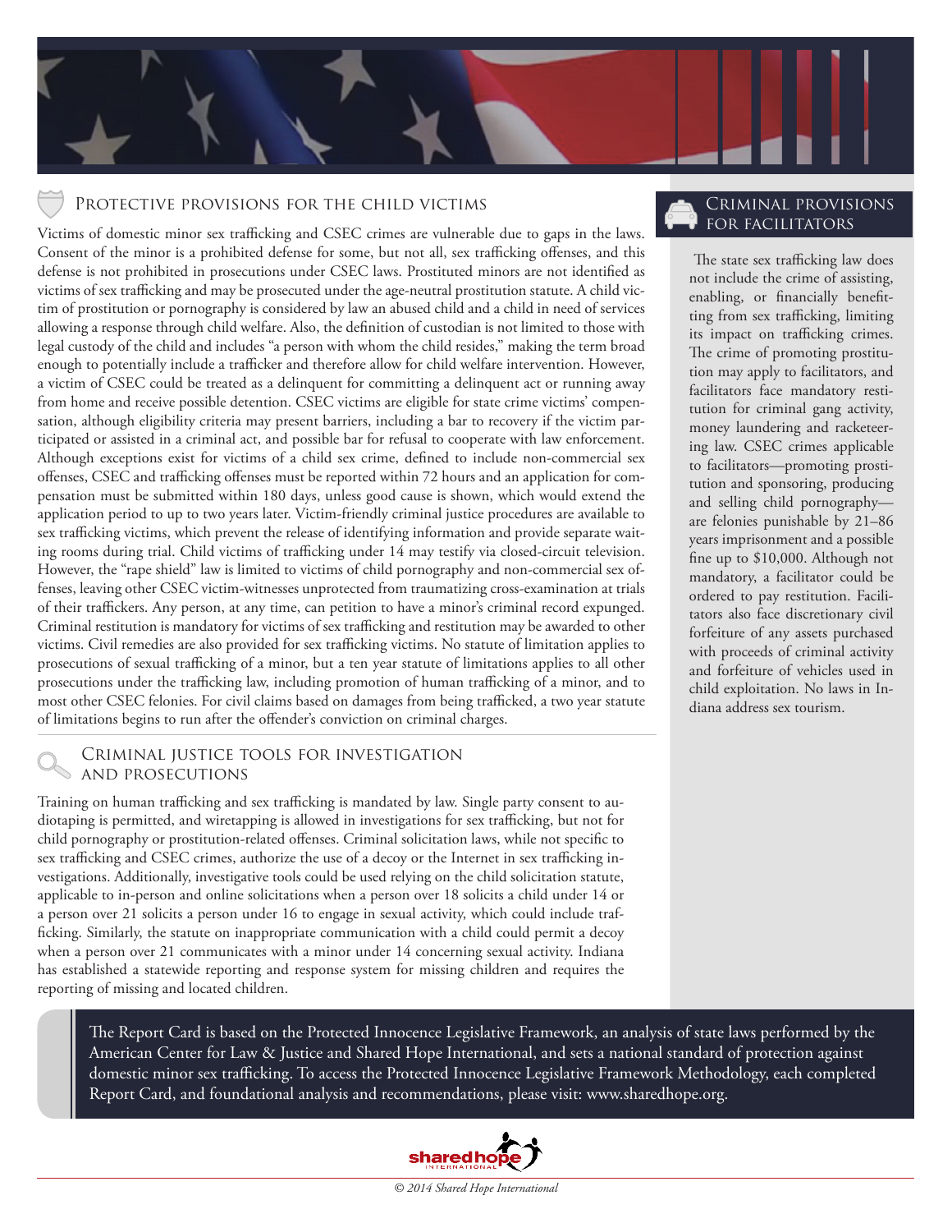## Protective provisions for the child victims

Victims of domestic minor sex trafficking and CSEC crimes are vulnerable due to gaps in the laws. Consent of the minor is a prohibited defense for some, but not all, sex trafficking offenses, and this defense is not prohibited in prosecutions under CSEC laws. Prostituted minors are not identified as victims of sex trafficking and may be prosecuted under the age-neutral prostitution statute. A child victim of prostitution or pornography is considered by law an abused child and a child in need of services allowing a response through child welfare. Also, the definition of custodian is not limited to those with legal custody of the child and includes "a person with whom the child resides," making the term broad enough to potentially include a trafficker and therefore allow for child welfare intervention. However, a victim of CSEC could be treated as a delinquent for committing a delinquent act or running away from home and receive possible detention. CSEC victims are eligible for state crime victims' compensation, although eligibility criteria may present barriers, including a bar to recovery if the victim participated or assisted in a criminal act, and possible bar for refusal to cooperate with law enforcement. Although exceptions exist for victims of a child sex crime, defined to include non-commercial sex offenses, CSEC and trafficking offenses must be reported within 72 hours and an application for compensation must be submitted within 180 days, unless good cause is shown, which would extend the application period to up to two years later. Victim-friendly criminal justice procedures are available to sex trafficking victims, which prevent the release of identifying information and provide separate waiting rooms during trial. Child victims of trafficking under 14 may testify via closed-circuit television. However, the "rape shield" law is limited to victims of child pornography and non-commercial sex offenses, leaving other CSEC victim-witnesses unprotected from traumatizing cross-examination at trials of their traffickers. Any person, at any time, can petition to have a minor's criminal record expunged. Criminal restitution is mandatory for victims of sex trafficking and restitution may be awarded to other victims. Civil remedies are also provided for sex trafficking victims. No statute of limitation applies to prosecutions of sexual trafficking of a minor, but a ten year statute of limitations applies to all other prosecutions under the trafficking law, including promotion of human trafficking of a minor, and to most other CSEC felonies. For civil claims based on damages from being trafficked, a two year statute of limitations begins to run after the offender's conviction on criminal charges.

## Criminal justice tools for investigation and prosecutions

Training on human trafficking and sex trafficking is mandated by law. Single party consent to audiotaping is permitted, and wiretapping is allowed in investigations for sex trafficking, but not for child pornography or prostitution-related offenses. Criminal solicitation laws, while not specific to sex trafficking and CSEC crimes, authorize the use of a decoy or the Internet in sex trafficking investigations. Additionally, investigative tools could be used relying on the child solicitation statute, applicable to in-person and online solicitations when a person over 18 solicits a child under 14 or a person over 21 solicits a person under 16 to engage in sexual activity, which could include trafficking. Similarly, the statute on inappropriate communication with a child could permit a decoy when a person over 21 communicates with a minor under 14 concerning sexual activity. Indiana has established a statewide reporting and response system for missing children and requires the reporting of missing and located children.

## Criminal provisions for facilitators

The state sex trafficking law does not include the crime of assisting, enabling, or financially benefitting from sex trafficking, limiting its impact on trafficking crimes. The crime of promoting prostitution may apply to facilitators, and facilitators face mandatory restitution for criminal gang activity, money laundering and racketeering law. CSEC crimes applicable to facilitators—promoting prostitution and sponsoring, producing and selling child pornography—are felonies punishable by 21–86 years imprisonment and a possible fine up to $10,000. Although not mandatory, a facilitator could be ordered to pay restitution. Facilitators also face discretionary civil forfeiture of any assets purchased with proceeds of criminal activity and forfeiture of vehicles used in child exploitation. No laws in Indiana address sex tourism.

The Report Card is based on the Protected Innocence Legislative Framework, an analysis of state laws performed by the American Center for Law & Justice and Shared Hope International, and sets a national standard of protection against domestic minor sex trafficking. To access the Protected Innocence Legislative Framework Methodology, each completed Report Card, and foundational analysis and recommendations, please visit: www.sharedhope.org.

*© 2014 Shared Hope International*